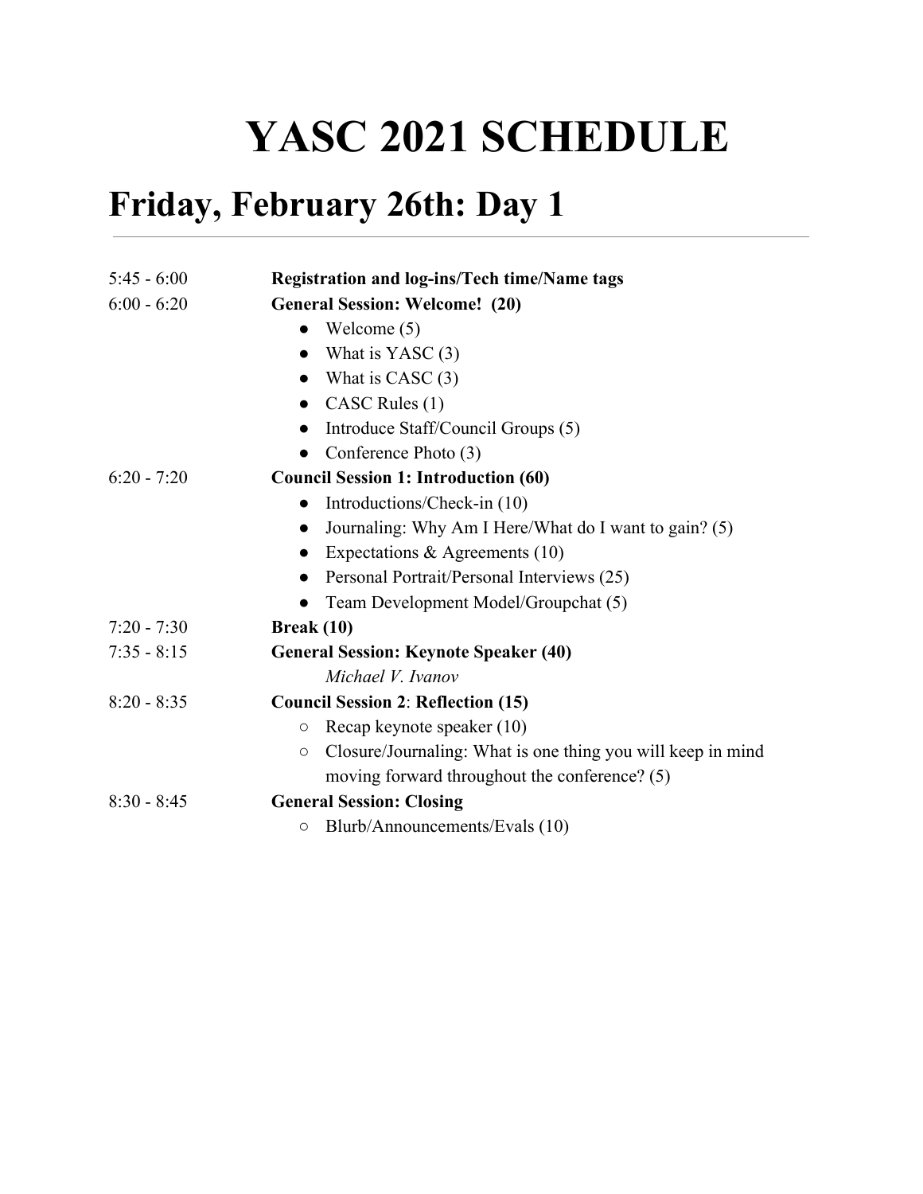# YASC 2021 SCHEDULE

## Friday, February 26th: Day 1

---

| | |
|---|---|
| 5:45 - 6:00 | **Registration and log-ins/Tech time/Name tags** |
| 6:00 - 6:20 | **General Session: Welcome! (20)**<br>• Welcome (5)<br>• What is YASC (3)<br>• What is CASC (3)<br>• CASC Rules (1)<br>• Introduce Staff/Council Groups (5)<br>• Conference Photo (3) |
| 6:20 - 7:20 | **Council Session 1: Introduction (60)**<br>• Introductions/Check-in (10)<br>• Journaling: Why Am I Here/What do I want to gain? (5)<br>• Expectations & Agreements (10)<br>• Personal Portrait/Personal Interviews (25)<br>• Team Development Model/Groupchat (5) |
| 7:20 - 7:30 | **Break (10)** |
| 7:35 - 8:15 | **General Session: Keynote Speaker (40)**<br>*Michael V. Ivanov* |
| 8:20 - 8:35 | **Council Session 2**: **Reflection (15)**<br>○ Recap keynote speaker (10)<br>○ Closure/Journaling: What is one thing you will keep in mind moving forward throughout the conference? (5) |
| 8:30 - 8:45 | **General Session: Closing**<br>○ Blurb/Announcements/Evals (10) |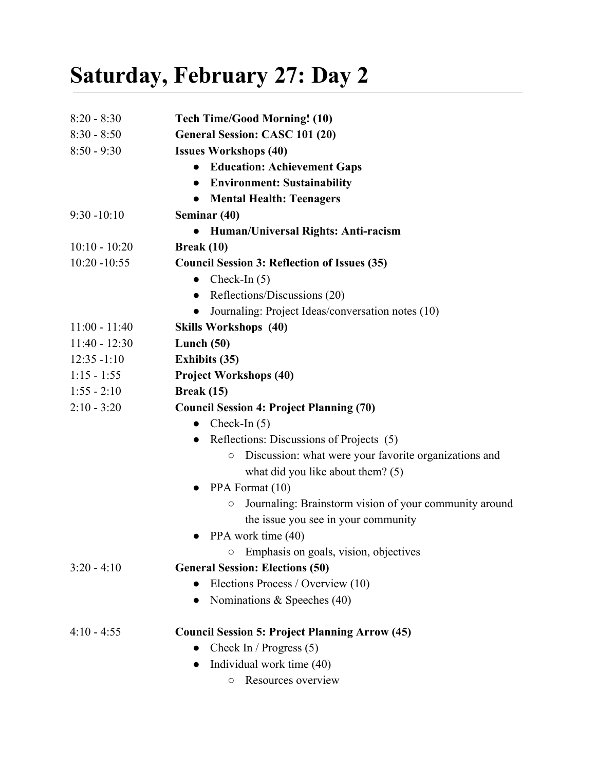# Saturday, February 27: Day 2

| | |
|---|---|
| 8:20 - 8:30 | **Tech Time/Good Morning! (10)** |
| 8:30 - 8:50 | **General Session: CASC 101 (20)** |
| 8:50 - 9:30 | **Issues Workshops (40)**<br>● **Education: Achievement Gaps**<br>● **Environment: Sustainability**<br>● **Mental Health: Teenagers** |
| 9:30 -10:10 | **Seminar (40)**<br>● **Human/Universal Rights: Anti-racism** |
| 10:10 - 10:20 | **Break (10)** |
| 10:20 -10:55 | **Council Session 3: Reflection of Issues (35)**<br>● Check-In (5)<br>● Reflections/Discussions (20)<br>● Journaling: Project Ideas/conversation notes (10) |
| 11:00 - 11:40 | **Skills Workshops (40)** |
| 11:40 - 12:30 | **Lunch (50)** |
| 12:35 -1:10 | **Exhibits (35)** |
| 1:15 - 1:55 | **Project Workshops (40)** |
| 1:55 - 2:10 | **Break (15)** |
| 2:10 - 3:20 | **Council Session 4: Project Planning (70)**<br>● Check-In (5)<br>● Reflections: Discussions of Projects (5)<br>&nbsp;&nbsp;&nbsp;&nbsp;○ Discussion: what were your favorite organizations and what did you like about them? (5)<br>● PPA Format (10)<br>&nbsp;&nbsp;&nbsp;&nbsp;○ Journaling: Brainstorm vision of your community around the issue you see in your community<br>● PPA work time (40)<br>&nbsp;&nbsp;&nbsp;&nbsp;○ Emphasis on goals, vision, objectives |
| 3:20 - 4:10 | **General Session: Elections (50)**<br>● Elections Process / Overview (10)<br>● Nominations & Speeches (40) |
| 4:10 - 4:55 | **Council Session 5: Project Planning Arrow (45)**<br>● Check In / Progress (5)<br>● Individual work time (40)<br>&nbsp;&nbsp;&nbsp;&nbsp;○ Resources overview |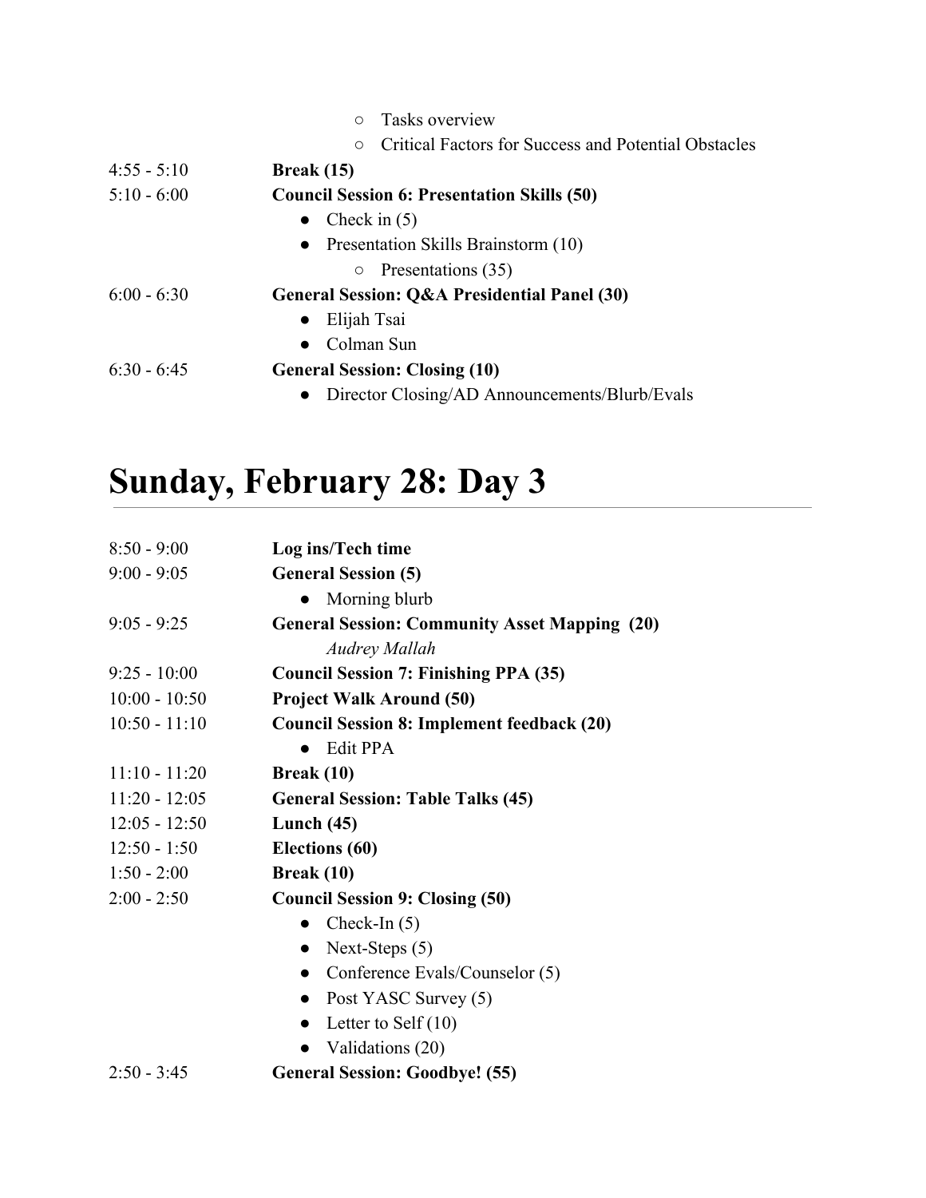- Tasks overview
- Critical Factors for Success and Potential Obstacles

| | |
|---|---|
| 4:55 - 5:10 | **Break (15)** |
| 5:10 - 6:00 | **Council Session 6: Presentation Skills (50)**<br>• Check in (5)<br>• Presentation Skills Brainstorm (10)<br>&nbsp;&nbsp;&nbsp;&nbsp;○ Presentations (35) |
| 6:00 - 6:30 | **General Session: Q&A Presidential Panel (30)**<br>• Elijah Tsai<br>• Colman Sun |
| 6:30 - 6:45 | **General Session: Closing (10)**<br>• Director Closing/AD Announcements/Blurb/Evals |

# Sunday, February 28: Day 3

| | |
|---|---|
| 8:50 - 9:00 | **Log ins/Tech time** |
| 9:00 - 9:05 | **General Session (5)**<br>• Morning blurb |
| 9:05 - 9:25 | **General Session: Community Asset Mapping (20)**<br>*Audrey Mallah* |
| 9:25 - 10:00 | **Council Session 7: Finishing PPA (35)** |
| 10:00 - 10:50 | **Project Walk Around (50)** |
| 10:50 - 11:10 | **Council Session 8: Implement feedback (20)**<br>• Edit PPA |
| 11:10 - 11:20 | **Break (10)** |
| 11:20 - 12:05 | **General Session: Table Talks (45)** |
| 12:05 - 12:50 | **Lunch (45)** |
| 12:50 - 1:50 | **Elections (60)** |
| 1:50 - 2:00 | **Break (10)** |
| 2:00 - 2:50 | **Council Session 9: Closing (50)**<br>• Check-In (5)<br>• Next-Steps (5)<br>• Conference Evals/Counselor (5)<br>• Post YASC Survey (5)<br>• Letter to Self (10)<br>• Validations (20) |
| 2:50 - 3:45 | **General Session: Goodbye! (55)** |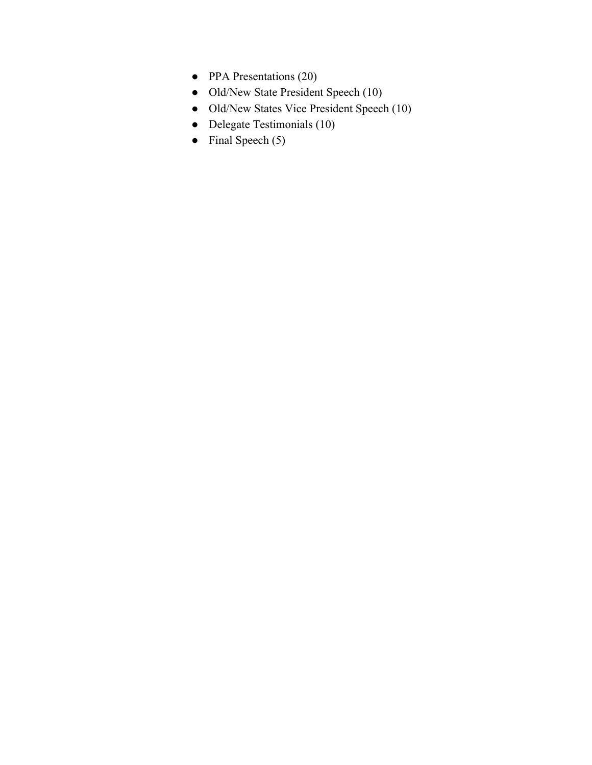- PPA Presentations (20)
- Old/New State President Speech (10)
- Old/New States Vice President Speech (10)
- Delegate Testimonials (10)
- Final Speech (5)